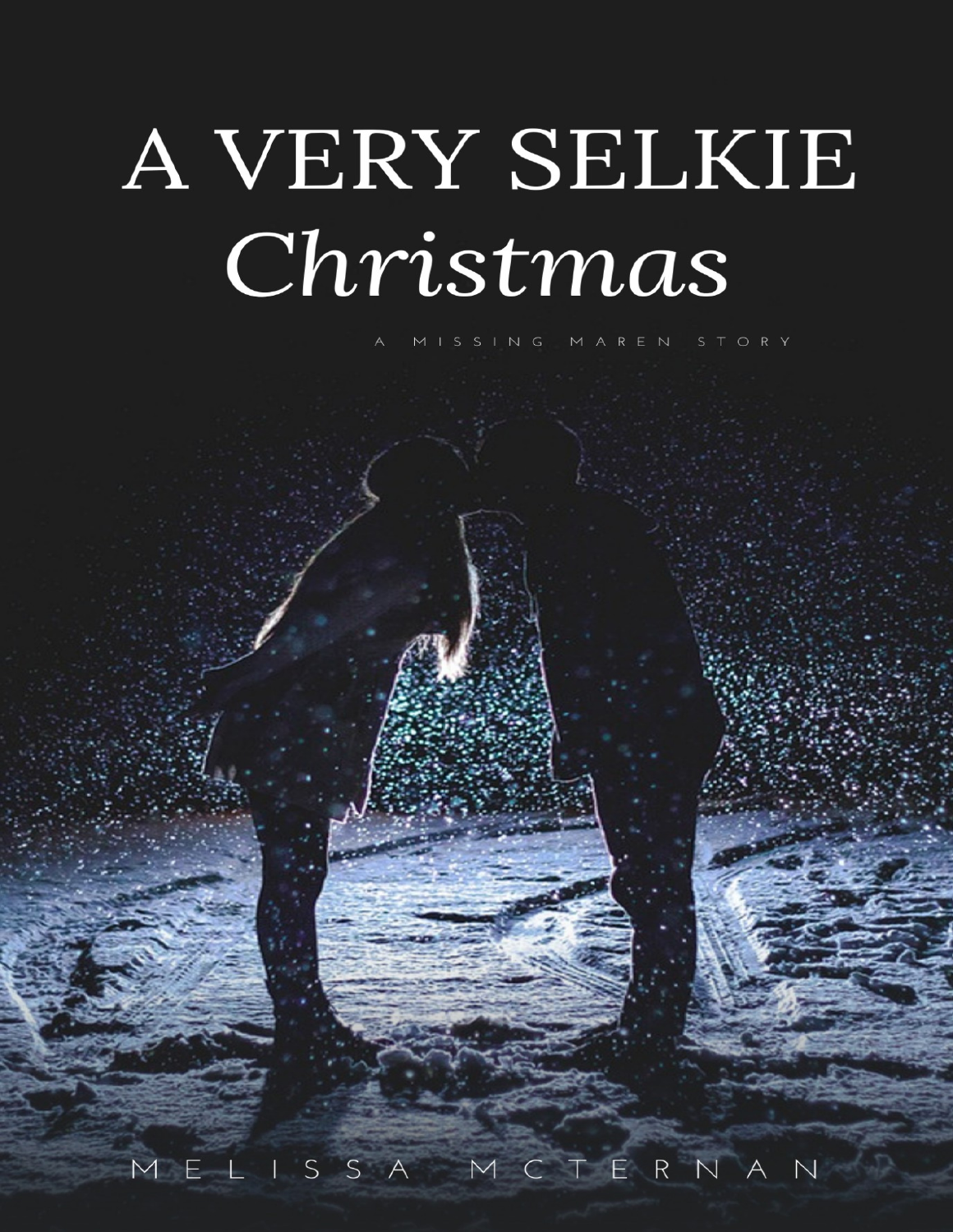# A VERY SELKIE *Christmas*

A MISSING MAREN STORY

MELISSA MCTERNAN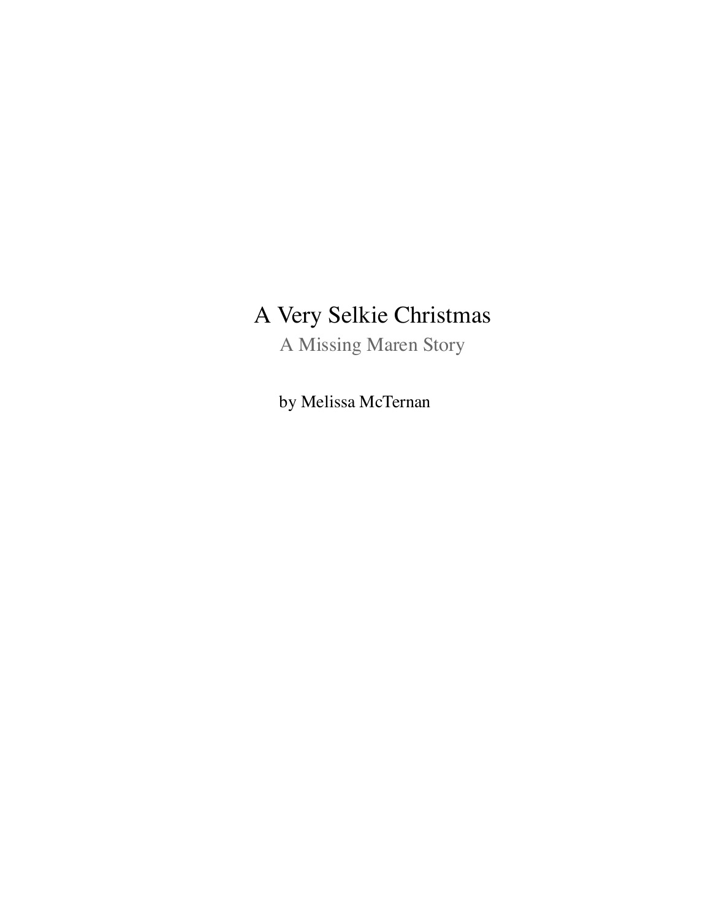# A Very Selkie Christmas

## A Missing Maren Story

by Melissa McTernan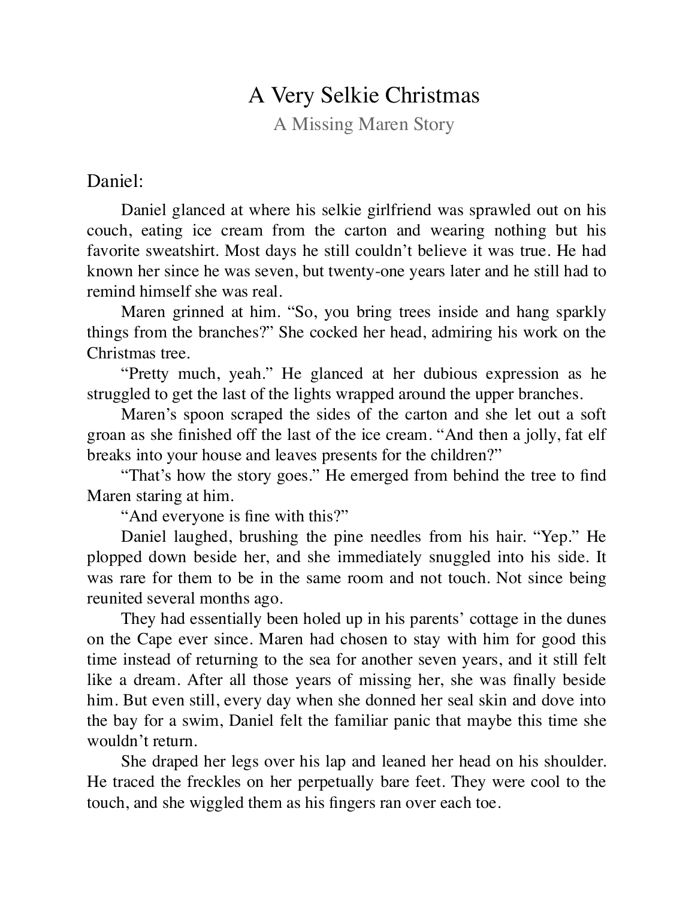# A Very Selkie Christmas

## A Missing Maren Story

### Daniel:

Daniel glanced at where his selkie girlfriend was sprawled out on his couch, eating ice cream from the carton and wearing nothing but his favorite sweatshirt. Most days he still couldn't believe it was true. He had known her since he was seven, but twenty-one years later and he still had to remind himself she was real.

Maren grinned at him. "So, you bring trees inside and hang sparkly things from the branches?" She cocked her head, admiring his work on the Christmas tree.

"Pretty much, yeah." He glanced at her dubious expression as he struggled to get the last of the lights wrapped around the upper branches.

Maren's spoon scraped the sides of the carton and she let out a soft groan as she finished off the last of the ice cream. "And then a jolly, fat elf breaks into your house and leaves presents for the children?"

"That's how the story goes." He emerged from behind the tree to find Maren staring at him.

"And everyone is fine with this?"

Daniel laughed, brushing the pine needles from his hair. "Yep." He plopped down beside her, and she immediately snuggled into his side. It was rare for them to be in the same room and not touch. Not since being reunited several months ago.

They had essentially been holed up in his parents' cottage in the dunes on the Cape ever since. Maren had chosen to stay with him for good this time instead of returning to the sea for another seven years, and it still felt like a dream. After all those years of missing her, she was finally beside him. But even still, every day when she donned her seal skin and dove into the bay for a swim, Daniel felt the familiar panic that maybe this time she wouldn't return.

She draped her legs over his lap and leaned her head on his shoulder. He traced the freckles on her perpetually bare feet. They were cool to the touch, and she wiggled them as his fingers ran over each toe.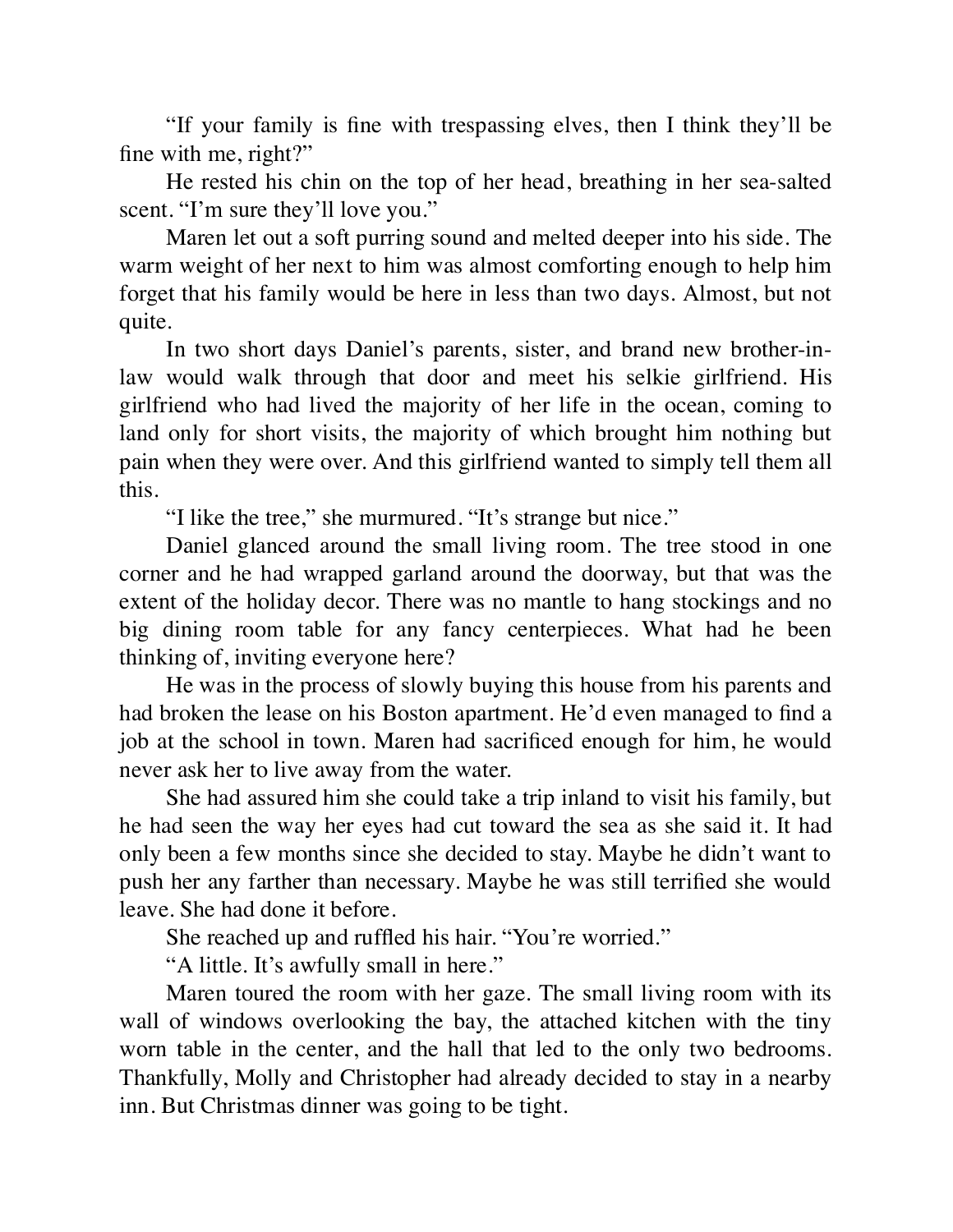"If your family is fine with trespassing elves, then I think they'll be fine with me, right?"

He rested his chin on the top of her head, breathing in her sea-salted scent. "I'm sure they'll love you."

Maren let out a soft purring sound and melted deeper into his side. The warm weight of her next to him was almost comforting enough to help him forget that his family would be here in less than two days. Almost, but not quite.

In two short days Daniel's parents, sister, and brand new brother-in-law would walk through that door and meet his selkie girlfriend. His girlfriend who had lived the majority of her life in the ocean, coming to land only for short visits, the majority of which brought him nothing but pain when they were over. And this girlfriend wanted to simply tell them all this.

"I like the tree," she murmured. "It's strange but nice."

Daniel glanced around the small living room. The tree stood in one corner and he had wrapped garland around the doorway, but that was the extent of the holiday decor. There was no mantle to hang stockings and no big dining room table for any fancy centerpieces. What had he been thinking of, inviting everyone here?

He was in the process of slowly buying this house from his parents and had broken the lease on his Boston apartment. He'd even managed to find a job at the school in town. Maren had sacrificed enough for him, he would never ask her to live away from the water.

She had assured him she could take a trip inland to visit his family, but he had seen the way her eyes had cut toward the sea as she said it. It had only been a few months since she decided to stay. Maybe he didn't want to push her any farther than necessary. Maybe he was still terrified she would leave. She had done it before.

She reached up and ruffled his hair. "You're worried."

"A little. It's awfully small in here."

Maren toured the room with her gaze. The small living room with its wall of windows overlooking the bay, the attached kitchen with the tiny worn table in the center, and the hall that led to the only two bedrooms. Thankfully, Molly and Christopher had already decided to stay in a nearby inn. But Christmas dinner was going to be tight.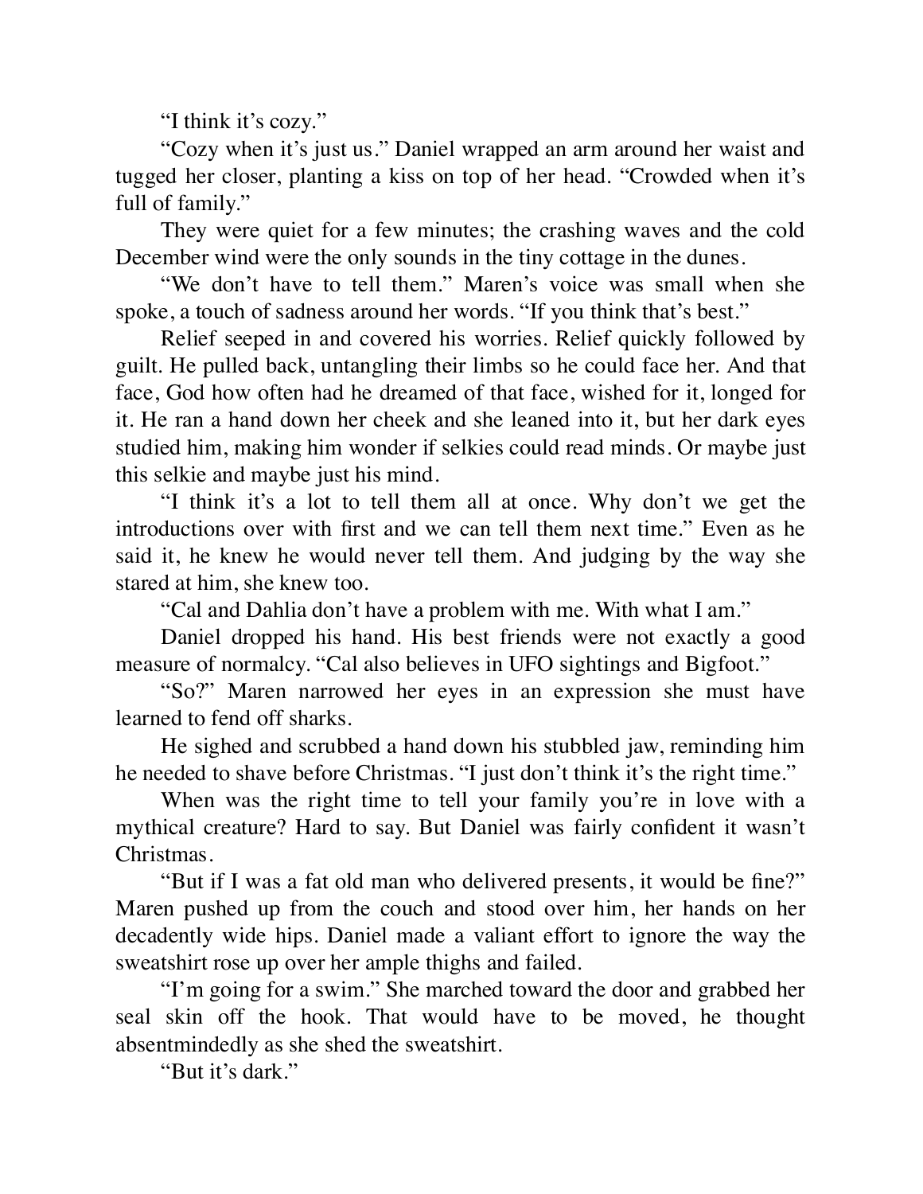"I think it's cozy."

"Cozy when it's just us." Daniel wrapped an arm around her waist and tugged her closer, planting a kiss on top of her head. "Crowded when it's full of family."

They were quiet for a few minutes; the crashing waves and the cold December wind were the only sounds in the tiny cottage in the dunes.

"We don't have to tell them." Maren's voice was small when she spoke, a touch of sadness around her words. "If you think that's best."

Relief seeped in and covered his worries. Relief quickly followed by guilt. He pulled back, untangling their limbs so he could face her. And that face, God how often had he dreamed of that face, wished for it, longed for it. He ran a hand down her cheek and she leaned into it, but her dark eyes studied him, making him wonder if selkies could read minds. Or maybe just this selkie and maybe just his mind.

"I think it's a lot to tell them all at once. Why don't we get the introductions over with first and we can tell them next time." Even as he said it, he knew he would never tell them. And judging by the way she stared at him, she knew too.

"Cal and Dahlia don't have a problem with me. With what I am."

Daniel dropped his hand. His best friends were not exactly a good measure of normalcy. "Cal also believes in UFO sightings and Bigfoot."

"So?" Maren narrowed her eyes in an expression she must have learned to fend off sharks.

He sighed and scrubbed a hand down his stubbled jaw, reminding him he needed to shave before Christmas. "I just don't think it's the right time."

When was the right time to tell your family you're in love with a mythical creature? Hard to say. But Daniel was fairly confident it wasn't Christmas.

"But if I was a fat old man who delivered presents, it would be fine?" Maren pushed up from the couch and stood over him, her hands on her decadently wide hips. Daniel made a valiant effort to ignore the way the sweatshirt rose up over her ample thighs and failed.

"I'm going for a swim." She marched toward the door and grabbed her seal skin off the hook. That would have to be moved, he thought absentmindedly as she shed the sweatshirt.

"But it's dark."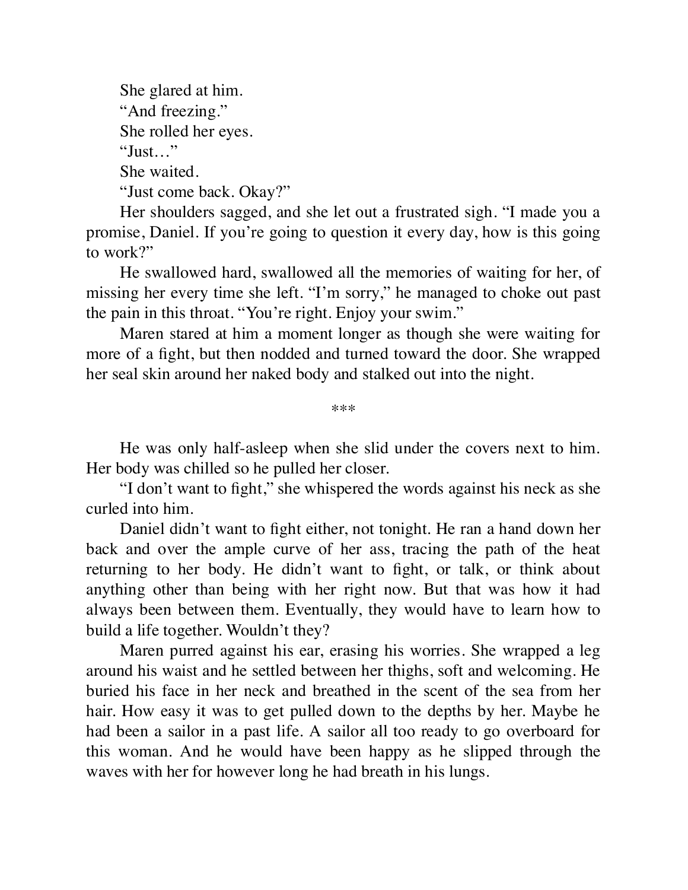She glared at him.

"And freezing."

She rolled her eyes.

"Just…"

She waited.

"Just come back. Okay?"

Her shoulders sagged, and she let out a frustrated sigh. "I made you a promise, Daniel. If you're going to question it every day, how is this going to work?"

He swallowed hard, swallowed all the memories of waiting for her, of missing her every time she left. "I'm sorry," he managed to choke out past the pain in this throat. "You're right. Enjoy your swim."

Maren stared at him a moment longer as though she were waiting for more of a fight, but then nodded and turned toward the door. She wrapped her seal skin around her naked body and stalked out into the night.

***

He was only half-asleep when she slid under the covers next to him. Her body was chilled so he pulled her closer.

"I don't want to fight," she whispered the words against his neck as she curled into him.

Daniel didn't want to fight either, not tonight. He ran a hand down her back and over the ample curve of her ass, tracing the path of the heat returning to her body. He didn't want to fight, or talk, or think about anything other than being with her right now. But that was how it had always been between them. Eventually, they would have to learn how to build a life together. Wouldn't they?

Maren purred against his ear, erasing his worries. She wrapped a leg around his waist and he settled between her thighs, soft and welcoming. He buried his face in her neck and breathed in the scent of the sea from her hair. How easy it was to get pulled down to the depths by her. Maybe he had been a sailor in a past life. A sailor all too ready to go overboard for this woman. And he would have been happy as he slipped through the waves with her for however long he had breath in his lungs.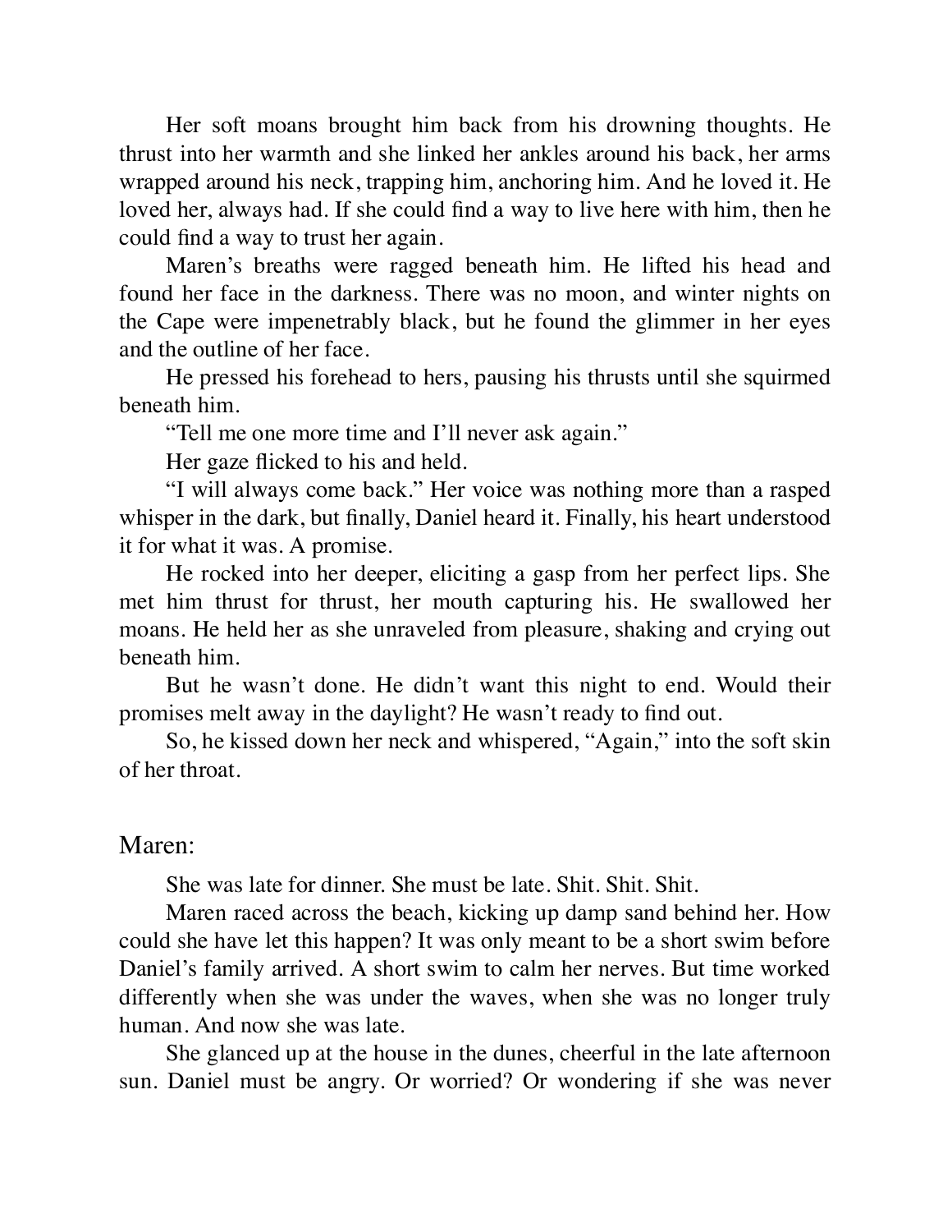Her soft moans brought him back from his drowning thoughts. He thrust into her warmth and she linked her ankles around his back, her arms wrapped around his neck, trapping him, anchoring him. And he loved it. He loved her, always had. If she could find a way to live here with him, then he could find a way to trust her again.

Maren's breaths were ragged beneath him. He lifted his head and found her face in the darkness. There was no moon, and winter nights on the Cape were impenetrably black, but he found the glimmer in her eyes and the outline of her face.

He pressed his forehead to hers, pausing his thrusts until she squirmed beneath him.

"Tell me one more time and I'll never ask again."

Her gaze flicked to his and held.

"I will always come back." Her voice was nothing more than a rasped whisper in the dark, but finally, Daniel heard it. Finally, his heart understood it for what it was. A promise.

He rocked into her deeper, eliciting a gasp from her perfect lips. She met him thrust for thrust, her mouth capturing his. He swallowed her moans. He held her as she unraveled from pleasure, shaking and crying out beneath him.

But he wasn't done. He didn't want this night to end. Would their promises melt away in the daylight? He wasn't ready to find out.

So, he kissed down her neck and whispered, "Again," into the soft skin of her throat.

Maren:

She was late for dinner. She must be late. Shit. Shit. Shit.

Maren raced across the beach, kicking up damp sand behind her. How could she have let this happen? It was only meant to be a short swim before Daniel's family arrived. A short swim to calm her nerves. But time worked differently when she was under the waves, when she was no longer truly human. And now she was late.

She glanced up at the house in the dunes, cheerful in the late afternoon sun. Daniel must be angry. Or worried? Or wondering if she was never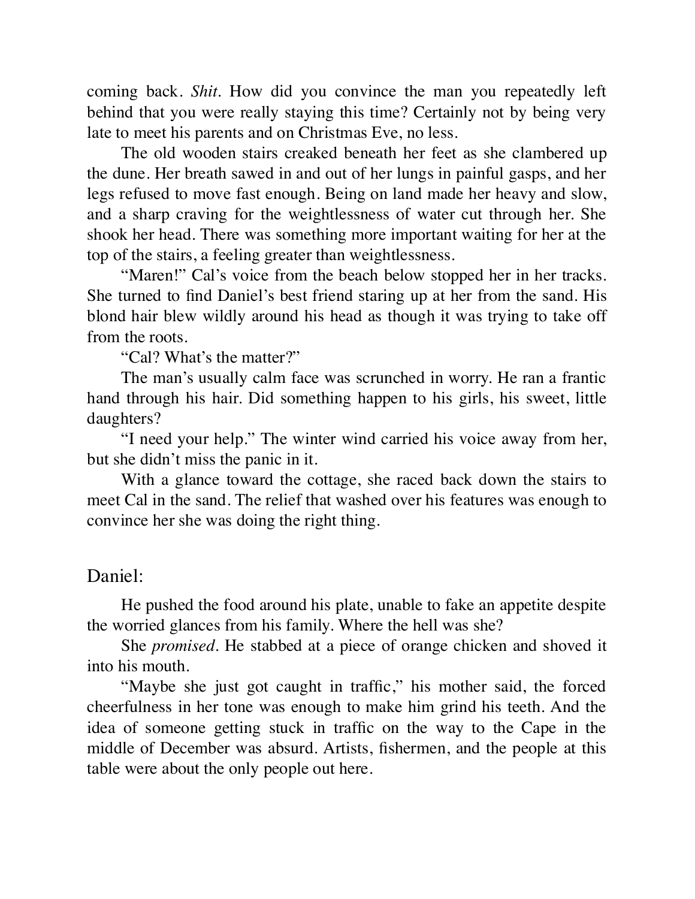coming back. *Shit*. How did you convince the man you repeatedly left behind that you were really staying this time? Certainly not by being very late to meet his parents and on Christmas Eve, no less.

The old wooden stairs creaked beneath her feet as she clambered up the dune. Her breath sawed in and out of her lungs in painful gasps, and her legs refused to move fast enough. Being on land made her heavy and slow, and a sharp craving for the weightlessness of water cut through her. She shook her head. There was something more important waiting for her at the top of the stairs, a feeling greater than weightlessness.

"Maren!" Cal's voice from the beach below stopped her in her tracks. She turned to find Daniel's best friend staring up at her from the sand. His blond hair blew wildly around his head as though it was trying to take off from the roots.

"Cal? What's the matter?"

The man's usually calm face was scrunched in worry. He ran a frantic hand through his hair. Did something happen to his girls, his sweet, little daughters?

"I need your help." The winter wind carried his voice away from her, but she didn't miss the panic in it.

With a glance toward the cottage, she raced back down the stairs to meet Cal in the sand. The relief that washed over his features was enough to convince her she was doing the right thing.

## Daniel:

He pushed the food around his plate, unable to fake an appetite despite the worried glances from his family. Where the hell was she?

She *promised*. He stabbed at a piece of orange chicken and shoved it into his mouth.

"Maybe she just got caught in traffic," his mother said, the forced cheerfulness in her tone was enough to make him grind his teeth. And the idea of someone getting stuck in traffic on the way to the Cape in the middle of December was absurd. Artists, fishermen, and the people at this table were about the only people out here.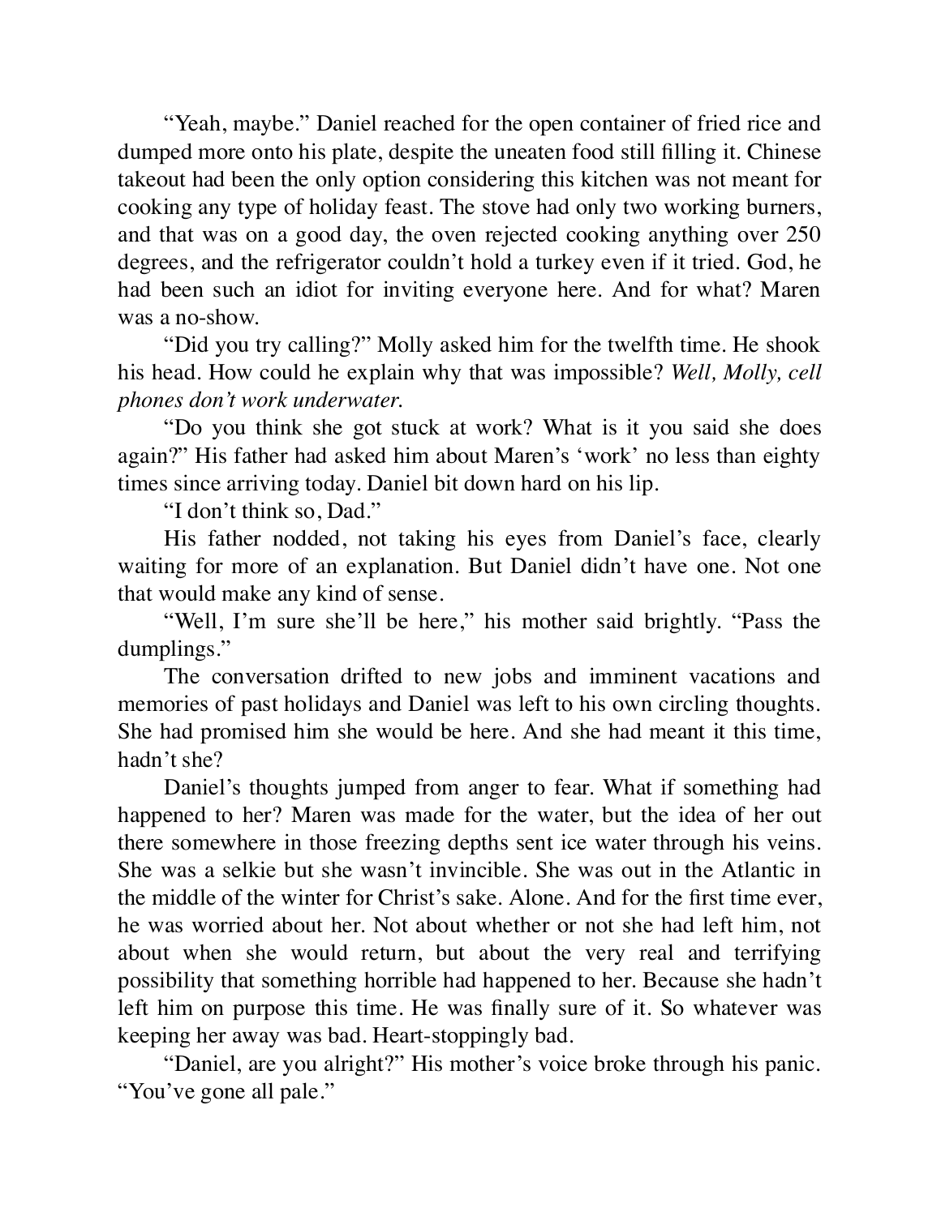"Yeah, maybe." Daniel reached for the open container of fried rice and dumped more onto his plate, despite the uneaten food still filling it. Chinese takeout had been the only option considering this kitchen was not meant for cooking any type of holiday feast. The stove had only two working burners, and that was on a good day, the oven rejected cooking anything over 250 degrees, and the refrigerator couldn't hold a turkey even if it tried. God, he had been such an idiot for inviting everyone here. And for what? Maren was a no-show.

"Did you try calling?" Molly asked him for the twelfth time. He shook his head. How could he explain why that was impossible? *Well, Molly, cell phones don't work underwater.*

"Do you think she got stuck at work? What is it you said she does again?" His father had asked him about Maren's 'work' no less than eighty times since arriving today. Daniel bit down hard on his lip.

"I don't think so, Dad."

His father nodded, not taking his eyes from Daniel's face, clearly waiting for more of an explanation. But Daniel didn't have one. Not one that would make any kind of sense.

"Well, I'm sure she'll be here," his mother said brightly. "Pass the dumplings."

The conversation drifted to new jobs and imminent vacations and memories of past holidays and Daniel was left to his own circling thoughts. She had promised him she would be here. And she had meant it this time, hadn't she?

Daniel's thoughts jumped from anger to fear. What if something had happened to her? Maren was made for the water, but the idea of her out there somewhere in those freezing depths sent ice water through his veins. She was a selkie but she wasn't invincible. She was out in the Atlantic in the middle of the winter for Christ's sake. Alone. And for the first time ever, he was worried about her. Not about whether or not she had left him, not about when she would return, but about the very real and terrifying possibility that something horrible had happened to her. Because she hadn't left him on purpose this time. He was finally sure of it. So whatever was keeping her away was bad. Heart-stoppingly bad.

"Daniel, are you alright?" His mother's voice broke through his panic. "You've gone all pale."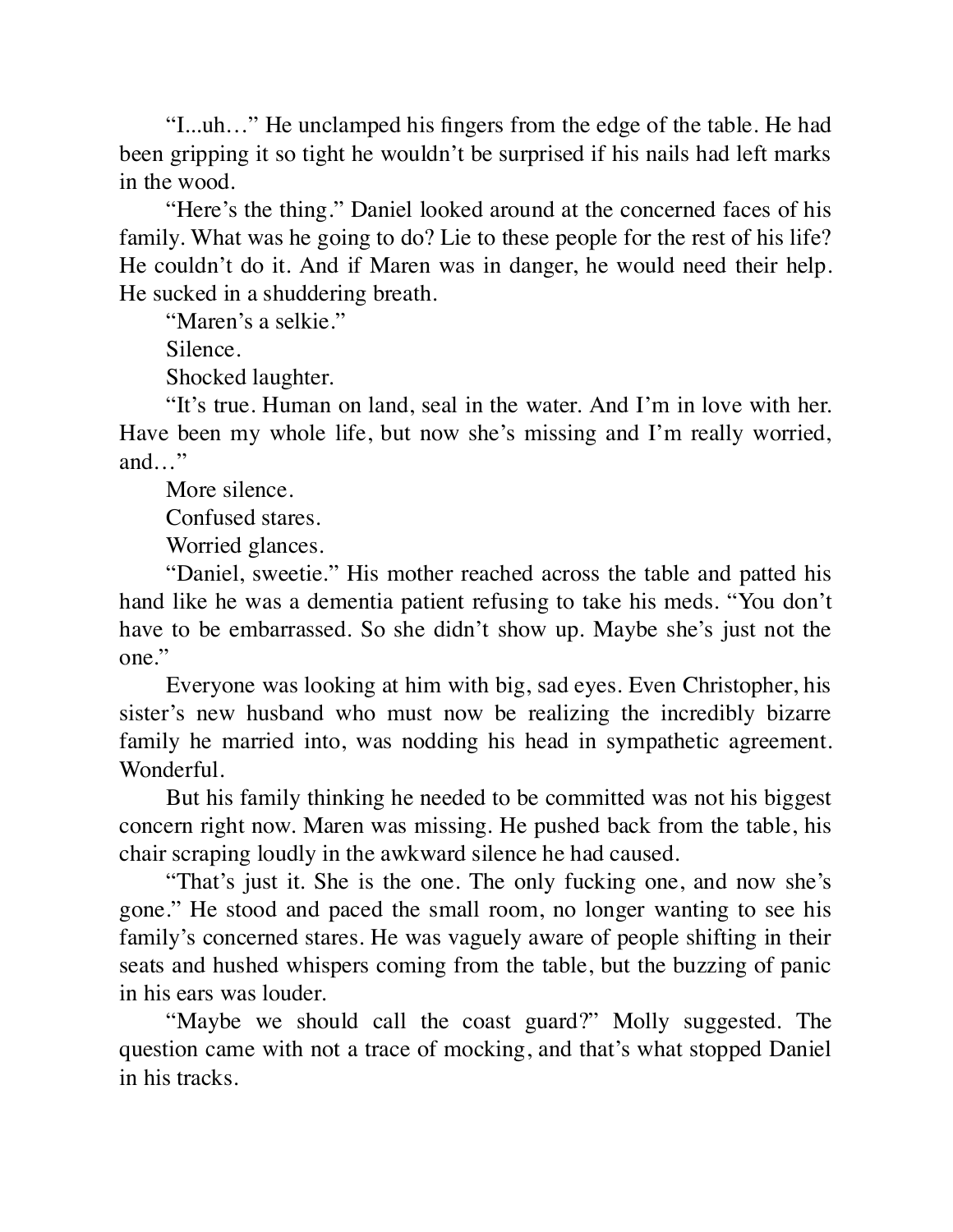"I...uh…" He unclamped his fingers from the edge of the table. He had been gripping it so tight he wouldn't be surprised if his nails had left marks in the wood.

"Here's the thing." Daniel looked around at the concerned faces of his family. What was he going to do? Lie to these people for the rest of his life? He couldn't do it. And if Maren was in danger, he would need their help. He sucked in a shuddering breath.

"Maren's a selkie."

Silence.

Shocked laughter.

"It's true. Human on land, seal in the water. And I'm in love with her. Have been my whole life, but now she's missing and I'm really worried, and…"

More silence.

Confused stares.

Worried glances.

"Daniel, sweetie." His mother reached across the table and patted his hand like he was a dementia patient refusing to take his meds. "You don't have to be embarrassed. So she didn't show up. Maybe she's just not the one."

Everyone was looking at him with big, sad eyes. Even Christopher, his sister's new husband who must now be realizing the incredibly bizarre family he married into, was nodding his head in sympathetic agreement. Wonderful.

But his family thinking he needed to be committed was not his biggest concern right now. Maren was missing. He pushed back from the table, his chair scraping loudly in the awkward silence he had caused.

"That's just it. She is the one. The only fucking one, and now she's gone." He stood and paced the small room, no longer wanting to see his family's concerned stares. He was vaguely aware of people shifting in their seats and hushed whispers coming from the table, but the buzzing of panic in his ears was louder.

"Maybe we should call the coast guard?" Molly suggested. The question came with not a trace of mocking, and that's what stopped Daniel in his tracks.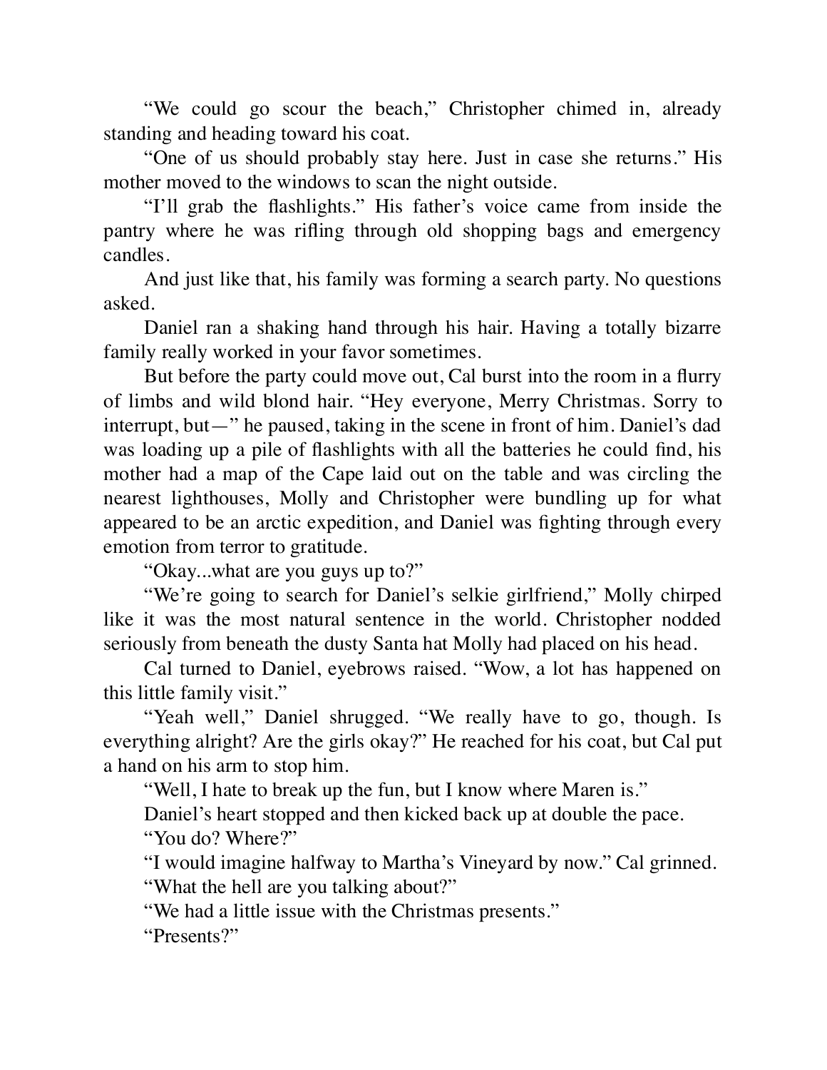"We could go scour the beach," Christopher chimed in, already standing and heading toward his coat.

"One of us should probably stay here. Just in case she returns." His mother moved to the windows to scan the night outside.

"I'll grab the flashlights." His father's voice came from inside the pantry where he was rifling through old shopping bags and emergency candles.

And just like that, his family was forming a search party. No questions asked.

Daniel ran a shaking hand through his hair. Having a totally bizarre family really worked in your favor sometimes.

But before the party could move out, Cal burst into the room in a flurry of limbs and wild blond hair. "Hey everyone, Merry Christmas. Sorry to interrupt, but—" he paused, taking in the scene in front of him. Daniel's dad was loading up a pile of flashlights with all the batteries he could find, his mother had a map of the Cape laid out on the table and was circling the nearest lighthouses, Molly and Christopher were bundling up for what appeared to be an arctic expedition, and Daniel was fighting through every emotion from terror to gratitude.

"Okay...what are you guys up to?"

"We're going to search for Daniel's selkie girlfriend," Molly chirped like it was the most natural sentence in the world. Christopher nodded seriously from beneath the dusty Santa hat Molly had placed on his head.

Cal turned to Daniel, eyebrows raised. "Wow, a lot has happened on this little family visit."

"Yeah well," Daniel shrugged. "We really have to go, though. Is everything alright? Are the girls okay?" He reached for his coat, but Cal put a hand on his arm to stop him.

"Well, I hate to break up the fun, but I know where Maren is."

Daniel's heart stopped and then kicked back up at double the pace.

"You do? Where?"

"I would imagine halfway to Martha's Vineyard by now." Cal grinned.

"What the hell are you talking about?"

"We had a little issue with the Christmas presents."

"Presents?"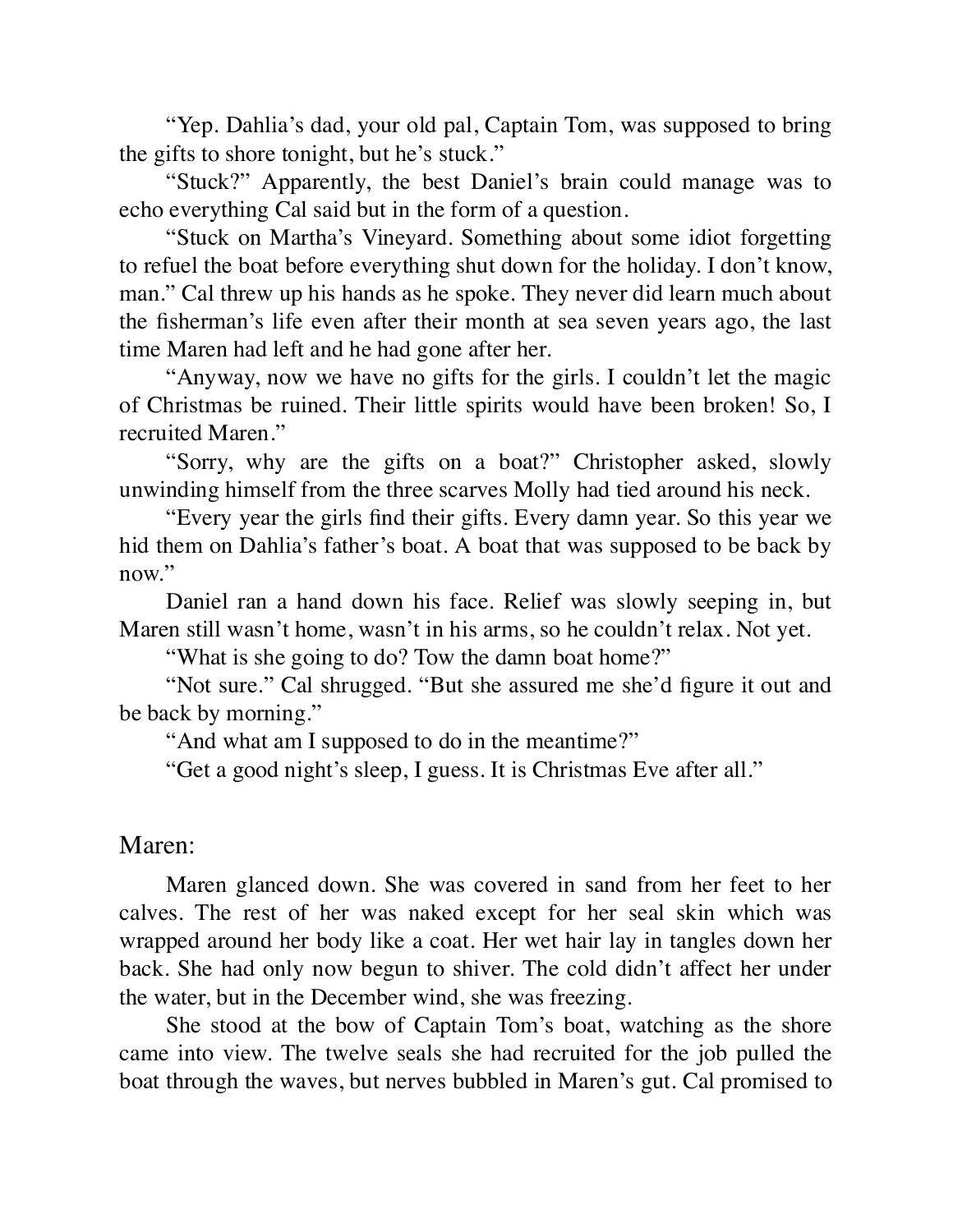"Yep. Dahlia's dad, your old pal, Captain Tom, was supposed to bring the gifts to shore tonight, but he's stuck."

"Stuck?" Apparently, the best Daniel's brain could manage was to echo everything Cal said but in the form of a question.

"Stuck on Martha's Vineyard. Something about some idiot forgetting to refuel the boat before everything shut down for the holiday. I don't know, man." Cal threw up his hands as he spoke. They never did learn much about the fisherman's life even after their month at sea seven years ago, the last time Maren had left and he had gone after her.

"Anyway, now we have no gifts for the girls. I couldn't let the magic of Christmas be ruined. Their little spirits would have been broken! So, I recruited Maren."

"Sorry, why are the gifts on a boat?" Christopher asked, slowly unwinding himself from the three scarves Molly had tied around his neck.

"Every year the girls find their gifts. Every damn year. So this year we hid them on Dahlia's father's boat. A boat that was supposed to be back by now."

Daniel ran a hand down his face. Relief was slowly seeping in, but Maren still wasn't home, wasn't in his arms, so he couldn't relax. Not yet.

"What is she going to do? Tow the damn boat home?"

"Not sure." Cal shrugged. "But she assured me she'd figure it out and be back by morning."

"And what am I supposed to do in the meantime?"

"Get a good night's sleep, I guess. It is Christmas Eve after all."

## Maren:

Maren glanced down. She was covered in sand from her feet to her calves. The rest of her was naked except for her seal skin which was wrapped around her body like a coat. Her wet hair lay in tangles down her back. She had only now begun to shiver. The cold didn't affect her under the water, but in the December wind, she was freezing.

She stood at the bow of Captain Tom's boat, watching as the shore came into view. The twelve seals she had recruited for the job pulled the boat through the waves, but nerves bubbled in Maren's gut. Cal promised to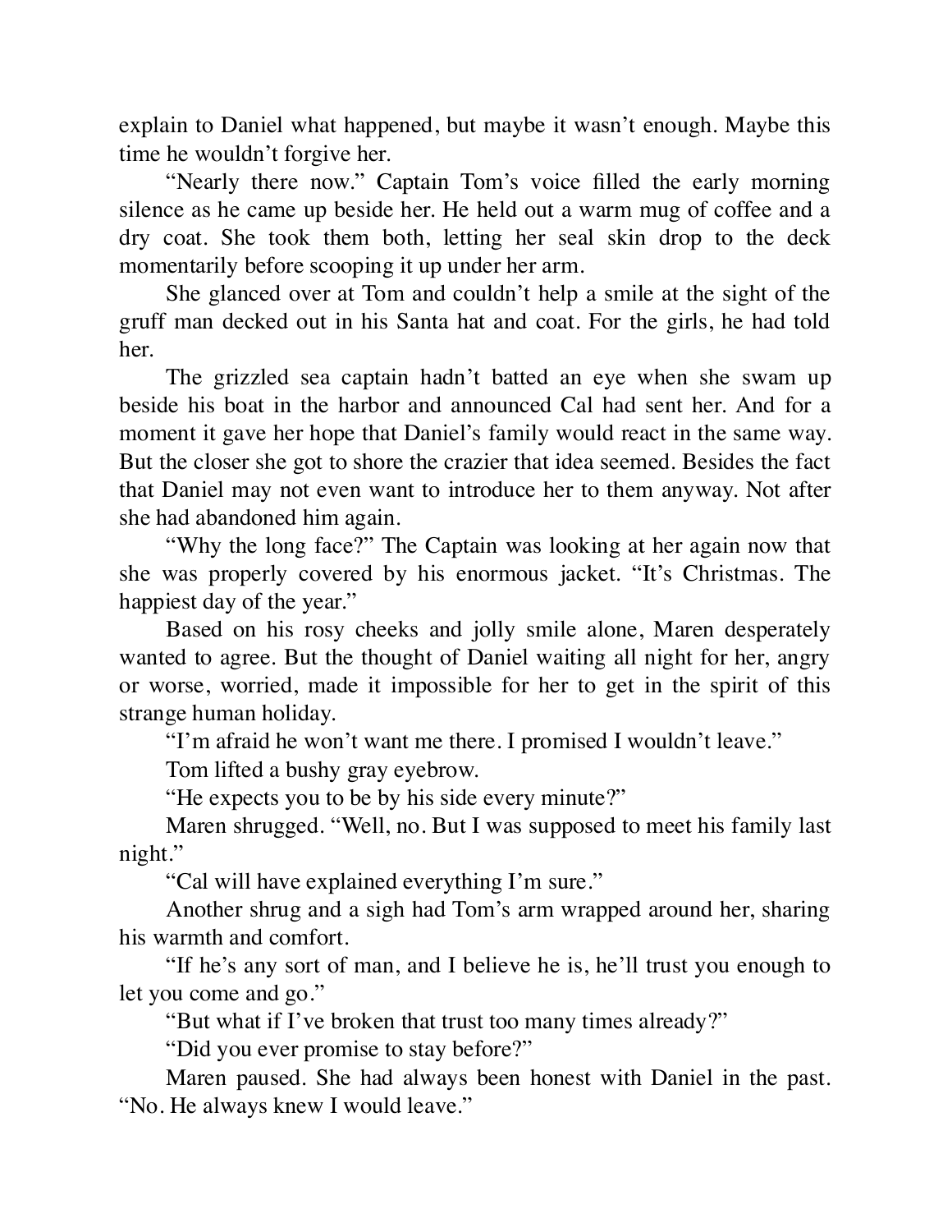explain to Daniel what happened, but maybe it wasn't enough. Maybe this time he wouldn't forgive her.

"Nearly there now." Captain Tom's voice filled the early morning silence as he came up beside her. He held out a warm mug of coffee and a dry coat. She took them both, letting her seal skin drop to the deck momentarily before scooping it up under her arm.

She glanced over at Tom and couldn't help a smile at the sight of the gruff man decked out in his Santa hat and coat. For the girls, he had told her.

The grizzled sea captain hadn't batted an eye when she swam up beside his boat in the harbor and announced Cal had sent her. And for a moment it gave her hope that Daniel's family would react in the same way. But the closer she got to shore the crazier that idea seemed. Besides the fact that Daniel may not even want to introduce her to them anyway. Not after she had abandoned him again.

"Why the long face?" The Captain was looking at her again now that she was properly covered by his enormous jacket. "It's Christmas. The happiest day of the year."

Based on his rosy cheeks and jolly smile alone, Maren desperately wanted to agree. But the thought of Daniel waiting all night for her, angry or worse, worried, made it impossible for her to get in the spirit of this strange human holiday.

"I'm afraid he won't want me there. I promised I wouldn't leave."

Tom lifted a bushy gray eyebrow.

"He expects you to be by his side every minute?"

Maren shrugged. "Well, no. But I was supposed to meet his family last night."

"Cal will have explained everything I'm sure."

Another shrug and a sigh had Tom's arm wrapped around her, sharing his warmth and comfort.

"If he's any sort of man, and I believe he is, he'll trust you enough to let you come and go."

"But what if I've broken that trust too many times already?"

"Did you ever promise to stay before?"

Maren paused. She had always been honest with Daniel in the past. "No. He always knew I would leave."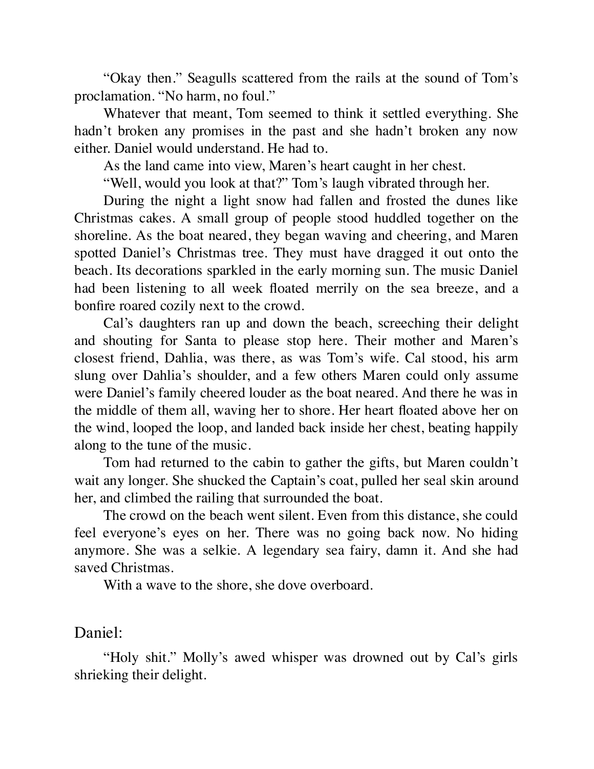"Okay then." Seagulls scattered from the rails at the sound of Tom's proclamation. "No harm, no foul."

Whatever that meant, Tom seemed to think it settled everything. She hadn't broken any promises in the past and she hadn't broken any now either. Daniel would understand. He had to.

As the land came into view, Maren's heart caught in her chest.

"Well, would you look at that?" Tom's laugh vibrated through her.

During the night a light snow had fallen and frosted the dunes like Christmas cakes. A small group of people stood huddled together on the shoreline. As the boat neared, they began waving and cheering, and Maren spotted Daniel's Christmas tree. They must have dragged it out onto the beach. Its decorations sparkled in the early morning sun. The music Daniel had been listening to all week floated merrily on the sea breeze, and a bonfire roared cozily next to the crowd.

Cal's daughters ran up and down the beach, screeching their delight and shouting for Santa to please stop here. Their mother and Maren's closest friend, Dahlia, was there, as was Tom's wife. Cal stood, his arm slung over Dahlia's shoulder, and a few others Maren could only assume were Daniel's family cheered louder as the boat neared. And there he was in the middle of them all, waving her to shore. Her heart floated above her on the wind, looped the loop, and landed back inside her chest, beating happily along to the tune of the music.

Tom had returned to the cabin to gather the gifts, but Maren couldn't wait any longer. She shucked the Captain's coat, pulled her seal skin around her, and climbed the railing that surrounded the boat.

The crowd on the beach went silent. Even from this distance, she could feel everyone's eyes on her. There was no going back now. No hiding anymore. She was a selkie. A legendary sea fairy, damn it. And she had saved Christmas.

With a wave to the shore, she dove overboard.

Daniel:

"Holy shit." Molly's awed whisper was drowned out by Cal's girls shrieking their delight.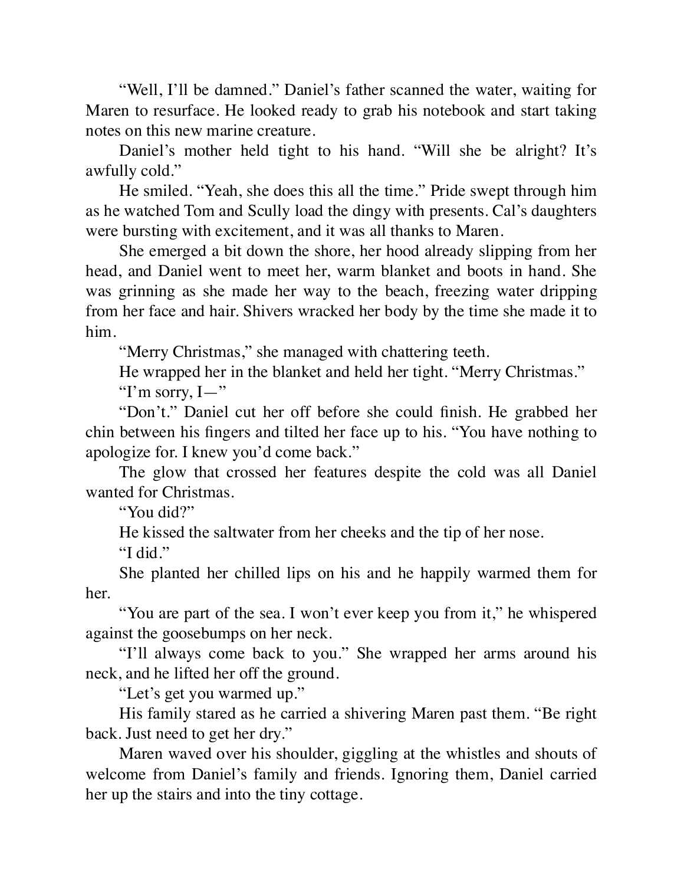"Well, I'll be damned." Daniel's father scanned the water, waiting for Maren to resurface. He looked ready to grab his notebook and start taking notes on this new marine creature.

Daniel's mother held tight to his hand. "Will she be alright? It's awfully cold."

He smiled. "Yeah, she does this all the time." Pride swept through him as he watched Tom and Scully load the dingy with presents. Cal's daughters were bursting with excitement, and it was all thanks to Maren.

She emerged a bit down the shore, her hood already slipping from her head, and Daniel went to meet her, warm blanket and boots in hand. She was grinning as she made her way to the beach, freezing water dripping from her face and hair. Shivers wracked her body by the time she made it to him.

"Merry Christmas," she managed with chattering teeth.

He wrapped her in the blanket and held her tight. "Merry Christmas."

"I'm sorry, I—"

"Don't." Daniel cut her off before she could finish. He grabbed her chin between his fingers and tilted her face up to his. "You have nothing to apologize for. I knew you'd come back."

The glow that crossed her features despite the cold was all Daniel wanted for Christmas.

"You did?"

He kissed the saltwater from her cheeks and the tip of her nose.

"I did."

She planted her chilled lips on his and he happily warmed them for her.

"You are part of the sea. I won't ever keep you from it," he whispered against the goosebumps on her neck.

"I'll always come back to you." She wrapped her arms around his neck, and he lifted her off the ground.

"Let's get you warmed up."

His family stared as he carried a shivering Maren past them. "Be right back. Just need to get her dry."

Maren waved over his shoulder, giggling at the whistles and shouts of welcome from Daniel's family and friends. Ignoring them, Daniel carried her up the stairs and into the tiny cottage.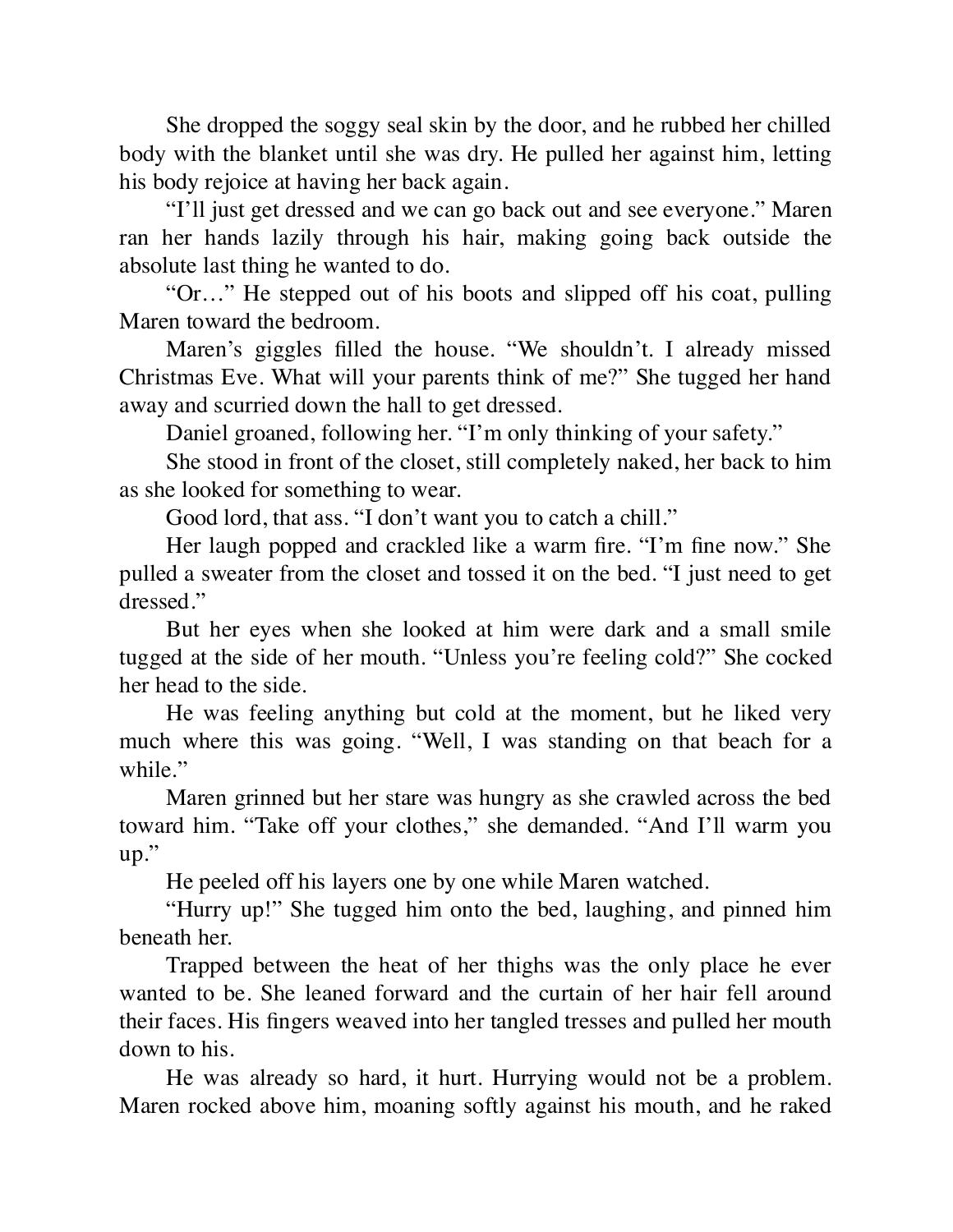She dropped the soggy seal skin by the door, and he rubbed her chilled body with the blanket until she was dry. He pulled her against him, letting his body rejoice at having her back again.

"I'll just get dressed and we can go back out and see everyone." Maren ran her hands lazily through his hair, making going back outside the absolute last thing he wanted to do.

"Or…" He stepped out of his boots and slipped off his coat, pulling Maren toward the bedroom.

Maren's giggles filled the house. "We shouldn't. I already missed Christmas Eve. What will your parents think of me?" She tugged her hand away and scurried down the hall to get dressed.

Daniel groaned, following her. "I'm only thinking of your safety."

She stood in front of the closet, still completely naked, her back to him as she looked for something to wear.

Good lord, that ass. "I don't want you to catch a chill."

Her laugh popped and crackled like a warm fire. "I'm fine now." She pulled a sweater from the closet and tossed it on the bed. "I just need to get dressed."

But her eyes when she looked at him were dark and a small smile tugged at the side of her mouth. "Unless you're feeling cold?" She cocked her head to the side.

He was feeling anything but cold at the moment, but he liked very much where this was going. "Well, I was standing on that beach for a while."

Maren grinned but her stare was hungry as she crawled across the bed toward him. "Take off your clothes," she demanded. "And I'll warm you up."

He peeled off his layers one by one while Maren watched.

"Hurry up!" She tugged him onto the bed, laughing, and pinned him beneath her.

Trapped between the heat of her thighs was the only place he ever wanted to be. She leaned forward and the curtain of her hair fell around their faces. His fingers weaved into her tangled tresses and pulled her mouth down to his.

He was already so hard, it hurt. Hurrying would not be a problem. Maren rocked above him, moaning softly against his mouth, and he raked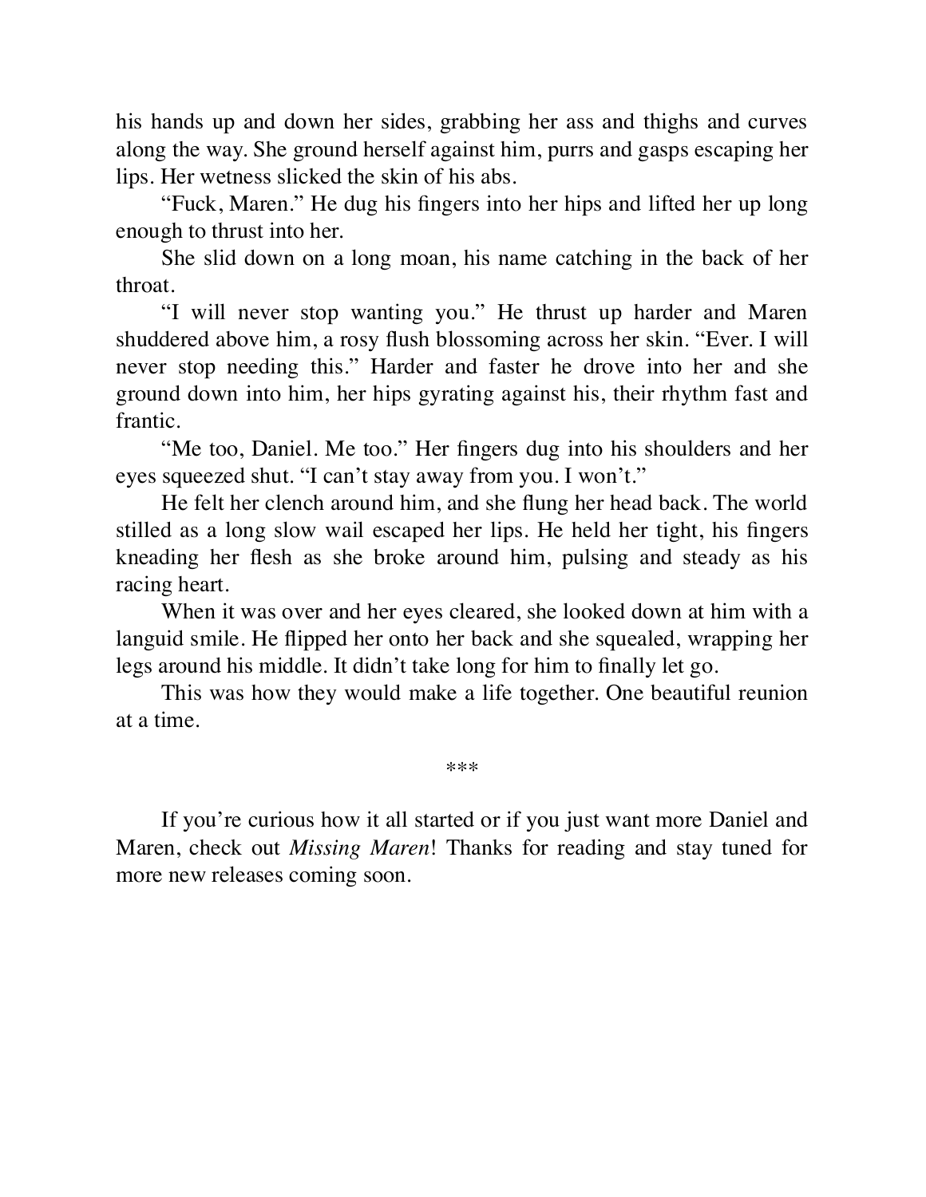his hands up and down her sides, grabbing her ass and thighs and curves along the way. She ground herself against him, purrs and gasps escaping her lips. Her wetness slicked the skin of his abs.

"Fuck, Maren." He dug his fingers into her hips and lifted her up long enough to thrust into her.

She slid down on a long moan, his name catching in the back of her throat.

"I will never stop wanting you." He thrust up harder and Maren shuddered above him, a rosy flush blossoming across her skin. "Ever. I will never stop needing this." Harder and faster he drove into her and she ground down into him, her hips gyrating against his, their rhythm fast and frantic.

"Me too, Daniel. Me too." Her fingers dug into his shoulders and her eyes squeezed shut. "I can't stay away from you. I won't."

He felt her clench around him, and she flung her head back. The world stilled as a long slow wail escaped her lips. He held her tight, his fingers kneading her flesh as she broke around him, pulsing and steady as his racing heart.

When it was over and her eyes cleared, she looked down at him with a languid smile. He flipped her onto her back and she squealed, wrapping her legs around his middle. It didn't take long for him to finally let go.

This was how they would make a life together. One beautiful reunion at a time.

***

If you're curious how it all started or if you just want more Daniel and Maren, check out *Missing Maren*! Thanks for reading and stay tuned for more new releases coming soon.